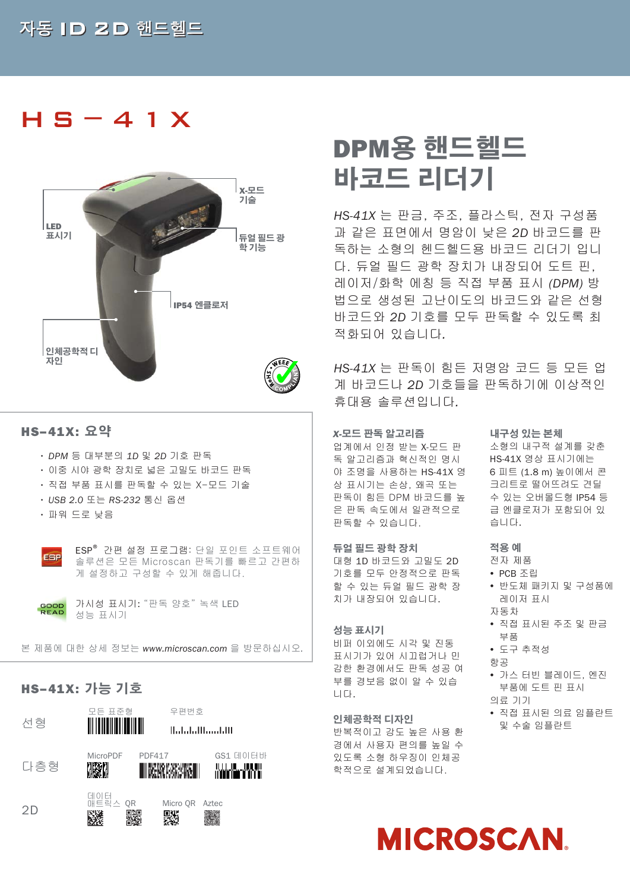자동 ID 2D 핸드헬드

# HS-41X

X-모드 기술

LED 표시기

듀얼 필드 광학 기능

IP54 엔클로저

인체공학적 디자인

# DPM용 핸드헬드 바코드 리더기

*HS-41X* 는 판금, 주조, 플라스틱, 전자 구성품과 같은 표면에서 명암이 낮은 *2D* 바코드를 판독하는 소형의 헨드헬드용 바코드 리더기 입니다. 듀얼 필드 광학 장치가 내장되어 도트 핀, 레이저/화학 에칭 등 직접 부품 표시 *(DPM)* 방법으로 생성된 고난이도의 바코드와 같은 선형 바코드와 *2D* 기호를 모두 판독할 수 있도록 최적화되어 있습니다.

*HS-41X* 는 판독이 힘든 저명암 코드 등 모든 업계 바코드나 *2D* 기호들을 판독하기에 이상적인 휴대용 솔루션입니다.

## HS-41X: 요약

- *DPM* 등 대부분의 *1D* 및 *2D* 기호 판독
- 이중 시야 광학 장치로 넓은 고밀도 바코드 판독
- 직접 부품 표시를 판독할 수 있는 X-모드 기술
- *USB 2.0* 또는 *RS-232* 통신 옵션
- 파워 드로 낮음

ESP® 간편 설정 프로그램: 단일 포인트 소프트웨어 솔루션은 모든 Microscan 판독기를 빠르고 간편하게 설정하고 구성할 수 있게 해줍니다.

가시성 표시기: "판독 양호" 녹색 LED 성능 표시기

본 제품에 대한 상세 정보는 *www.microscan.com* 을 방문하십시오.

## HS-41X: 가능 기호

| | | | |
|---|---|---|---|
| 선형 | 모든 표준형 | 우편번호 | |
| 다층형 | MicroPDF | PDF417 | GS1 데이터바 |
| 2D | 데이터 매트릭스 QR | Micro QR | Aztec |

### *X*-모드 판독 알고리즘

업계에서 인정 받는 X-모드 판독 알고리즘과 혁신적인 명시야 조명을 사용하는 HS-41X 영상 표시기는 손상, 왜곡 또는 판독이 힘든 DPM 바코드를 높은 판독 속도에서 일관적으로 판독할 수 있습니다.

### 듀얼 필드 광학 장치

대형 1D 바코드와 고밀도 2D 기호를 모두 안정적으로 판독할 수 있는 듀얼 필드 광학 장치가 내장되어 있습니다.

### 성능 표시기

비퍼 이외에도 시각 및 진동 표시기가 있어 시끄럽거나 민감한 환경에서도 판독 성공 여부를 경보음 없이 알 수 있습니다.

### 인체공학적 디자인

반복적이고 강도 높은 사용 환경에서 사용자 편의를 높일 수 있도록 소형 하우징이 인체공학적으로 설계되었습니다.

### 내구성 있는 본체

소형의 내구적 설계를 갖춘 HS-41X 영상 표시기에는 6 피트 (1.8 m) 높이에서 콘크리트로 떨어뜨려도 견딜 수 있는 오버몰드형 IP54 등급 엔클로저가 포함되어 있습니다.

### 적용 예

전자 제품
- PCB 조립
- 반도체 패키지 및 구성품에 레이저 표시

자동차
- 직접 표시된 주조 및 판금 부품
- 도구 추적성

항공
- 가스 터빈 블레이드, 엔진 부품에 도트 핀 표시

의료 기기
- 직접 표시된 의료 임플란트 및 수술 임플란트

MICROSCAN.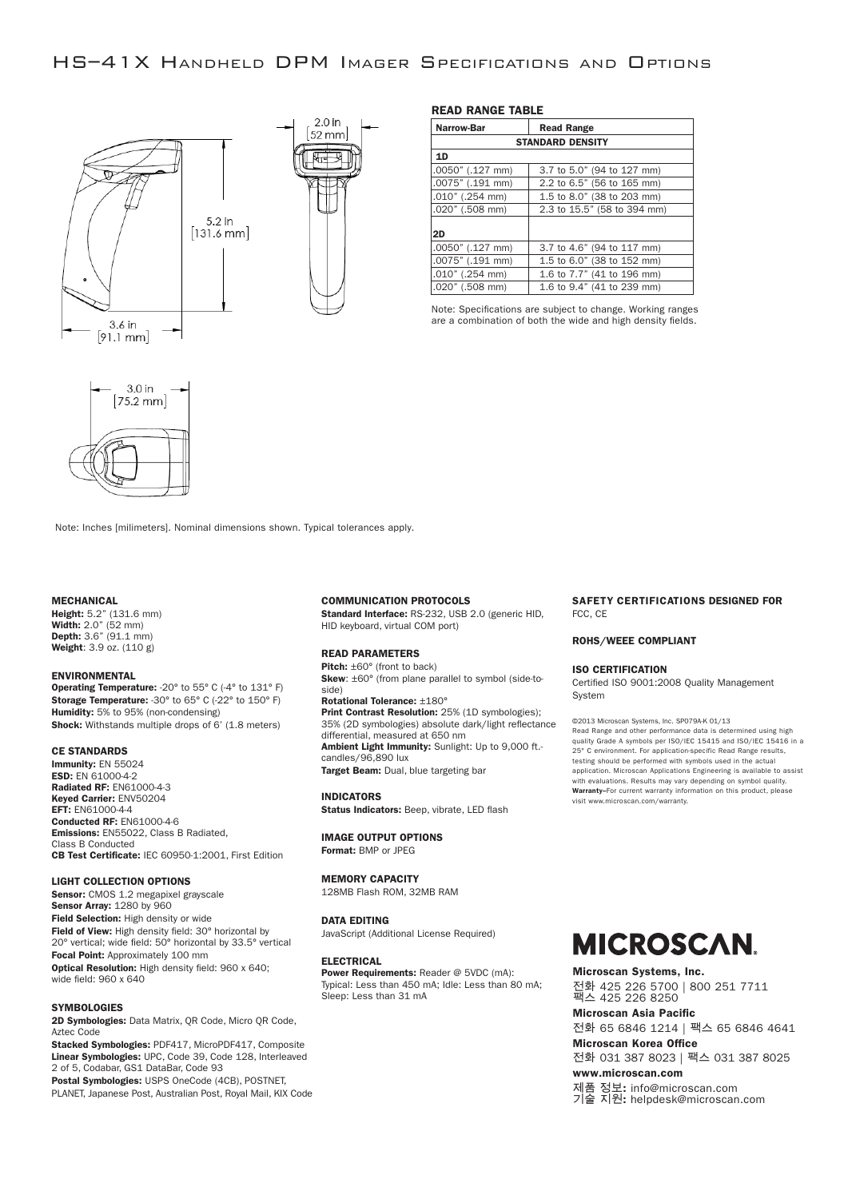# HS-41X Handheld DPM Imager Specifications and Options

2.0 in [52 mm]

5.2 in [131.6 mm]

3.6 in [91.1 mm]

3.0 in [75.2 mm]

Note: Inches [milimeters]. Nominal dimensions shown. Typical tolerances apply.

### READ RANGE TABLE

| Narrow-Bar | Read Range |
|---|---|
| **STANDARD DENSITY** | |
| **1D** | |
| .0050" (.127 mm) | 3.7 to 5.0" (94 to 127 mm) |
| .0075" (.191 mm) | 2.2 to 6.5" (56 to 165 mm) |
| .010" (.254 mm) | 1.5 to 8.0" (38 to 203 mm) |
| .020" (.508 mm) | 2.3 to 15.5" (58 to 394 mm) |
| **2D** | |
| .0050" (.127 mm) | 3.7 to 4.6" (94 to 117 mm) |
| .0075" (.191 mm) | 1.5 to 6.0" (38 to 152 mm) |
| .010" (.254 mm) | 1.6 to 7.7" (41 to 196 mm) |
| .020" (.508 mm) | 1.6 to 9.4" (41 to 239 mm) |

Note: Specifications are subject to change. Working ranges are a combination of both the wide and high density fields.

### MECHANICAL

**Height:** 5.2" (131.6 mm)
**Width:** 2.0" (52 mm)
**Depth:** 3.6" (91.1 mm)
**Weight**: 3.9 oz. (110 g)

### ENVIRONMENTAL

**Operating Temperature:** -20° to 55° C (-4° to 131° F)
**Storage Temperature:** -30° to 65° C (-22° to 150° F)
**Humidity:** 5% to 95% (non-condensing)
**Shock:** Withstands multiple drops of 6' (1.8 meters)

### CE STANDARDS

**Immunity:** EN 55024
**ESD:** EN 61000-4-2
**Radiated RF:** EN61000-4-3
**Keyed Carrier:** ENV50204
**EFT:** EN61000-4-4
**Conducted RF:** EN61000-4-6
**Emissions:** EN55022, Class B Radiated, Class B Conducted
**CB Test Certificate:** IEC 60950-1:2001, First Edition

### LIGHT COLLECTION OPTIONS

**Sensor:** CMOS 1.2 megapixel grayscale
**Sensor Array:** 1280 by 960
**Field Selection:** High density or wide
**Field of View:** High density field: 30° horizontal by 20° vertical; wide field: 50° horizontal by 33.5° vertical
**Focal Point:** Approximately 100 mm
**Optical Resolution:** High density field: 960 x 640; wide field: 960 x 640

### SYMBOLOGIES

**2D Symbologies:** Data Matrix, QR Code, Micro QR Code, Aztec Code
**Stacked Symbologies:** PDF417, MicroPDF417, Composite
**Linear Symbologies:** UPC, Code 39, Code 128, Interleaved 2 of 5, Codabar, GS1 DataBar, Code 93
**Postal Symbologies:** USPS OneCode (4CB), POSTNET, PLANET, Japanese Post, Australian Post, Royal Mail, KIX Code

### COMMUNICATION PROTOCOLS

**Standard Interface:** RS-232, USB 2.0 (generic HID, HID keyboard, virtual COM port)

### READ PARAMETERS

**Pitch:** ±60° (front to back)
**Skew**: ±60° (from plane parallel to symbol (side-to-side)
**Rotational Tolerance:** ±180°
**Print Contrast Resolution:** 25% (1D symbologies); 35% (2D symbologies) absolute dark/light reflectance differential, measured at 650 nm
**Ambient Light Immunity:** Sunlight: Up to 9,000 ft.-candles/96,890 lux
**Target Beam:** Dual, blue targeting bar

### INDICATORS

**Status Indicators:** Beep, vibrate, LED flash

### IMAGE OUTPUT OPTIONS

**Format:** BMP or JPEG

### MEMORY CAPACITY

128MB Flash ROM, 32MB RAM

### DATA EDITING

JavaScript (Additional License Required)

### ELECTRICAL

**Power Requirements:** Reader @ 5VDC (mA): Typical: Less than 450 mA; Idle: Less than 80 mA; Sleep: Less than 31 mA

### SAFETY CERTIFICATIONS DESIGNED FOR

FCC, CE

### ROHS/WEEE COMPLIANT

### ISO CERTIFICATION

Certified ISO 9001:2008 Quality Management System

©2013 Microscan Systems, Inc. SP079A-K 01/13
Read Range and other performance data is determined using high quality Grade A symbols per ISO/IEC 15415 and ISO/IEC 15416 in a 25° C environment. For application-specific Read Range results, testing should be performed with symbols used in the actual application. Microscan Applications Engineering is available to assist with evaluations. Results may vary depending on symbol quality. **Warranty–**For current warranty information on this product, please visit www.microscan.com/warranty.

MICROSCAN.

**Microscan Systems, Inc.**
전화 425 226 5700 | 800 251 7711
팩스 425 226 8250

**Microscan Asia Pacific**
전화 65 6846 1214 | 팩스 65 6846 4641

**Microscan Korea Office**
전화 031 387 8023 | 팩스 031 387 8025

**www.microscan.com**

제품 정보: info@microscan.com
기술 지원: helpdesk@microscan.com